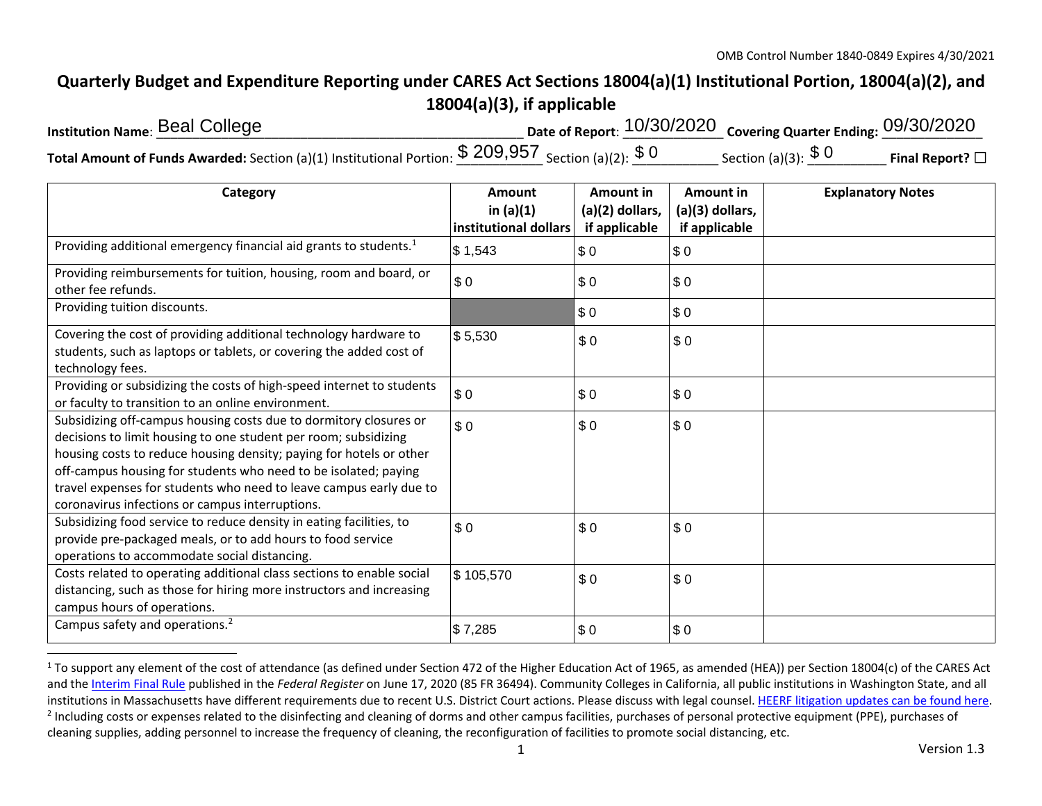OMB Control Number 1840-0849 Expires 4/30/2021

# Quarterly Budget and Expenditure Reporting under CARES Act Sections 18004(a)(1) Institutional Portion, 18004(a)(2), and 18004(a)(3), if applicable

**Institution Name**: Beal College **Date of Report**: 10/30/2020 **Covering Quarter Ending:** 09/30/2020

**Total Amount of Funds Awarded:** Section (a)(1) Institutional Portion: $ 209,957 Section (a)(2): $ 0 Section (a)(3): $ 0 **Final Report?** ☐

| Category | Amount in (a)(1) institutional dollars | Amount in (a)(2) dollars, if applicable | Amount in (a)(3) dollars, if applicable | Explanatory Notes |
|---|---|---|---|---|
| Providing additional emergency financial aid grants to students.[1] | $ 1,543 | $ 0 | $ 0 | |
| Providing reimbursements for tuition, housing, room and board, or other fee refunds. | $ 0 | $ 0 | $ 0 | |
| Providing tuition discounts. | | $ 0 | $ 0 | |
| Covering the cost of providing additional technology hardware to students, such as laptops or tablets, or covering the added cost of technology fees. | $ 5,530 | $ 0 | $ 0 | |
| Providing or subsidizing the costs of high-speed internet to students or faculty to transition to an online environment. | $ 0 | $ 0 | $ 0 | |
| Subsidizing off-campus housing costs due to dormitory closures or decisions to limit housing to one student per room; subsidizing housing costs to reduce housing density; paying for hotels or other off-campus housing for students who need to be isolated; paying travel expenses for students who need to leave campus early due to coronavirus infections or campus interruptions. | $ 0 | $ 0 | $ 0 | |
| Subsidizing food service to reduce density in eating facilities, to provide pre-packaged meals, or to add hours to food service operations to accommodate social distancing. | $ 0 | $ 0 | $ 0 | |
| Costs related to operating additional class sections to enable social distancing, such as those for hiring more instructors and increasing campus hours of operations. | $ 105,570 | $ 0 | $ 0 | |
| Campus safety and operations.[2] | $ 7,285 | $ 0 | $ 0 | |

[1] To support any element of the cost of attendance (as defined under Section 472 of the Higher Education Act of 1965, as amended (HEA)) per Section 18004(c) of the CARES Act and the Interim Final Rule published in the *Federal Register* on June 17, 2020 (85 FR 36494). Community Colleges in California, all public institutions in Washington State, and all institutions in Massachusetts have different requirements due to recent U.S. District Court actions. Please discuss with legal counsel. HEERF litigation updates can be found here.

[2] Including costs or expenses related to the disinfecting and cleaning of dorms and other campus facilities, purchases of personal protective equipment (PPE), purchases of cleaning supplies, adding personnel to increase the frequency of cleaning, the reconfiguration of facilities to promote social distancing, etc.

Version 1.3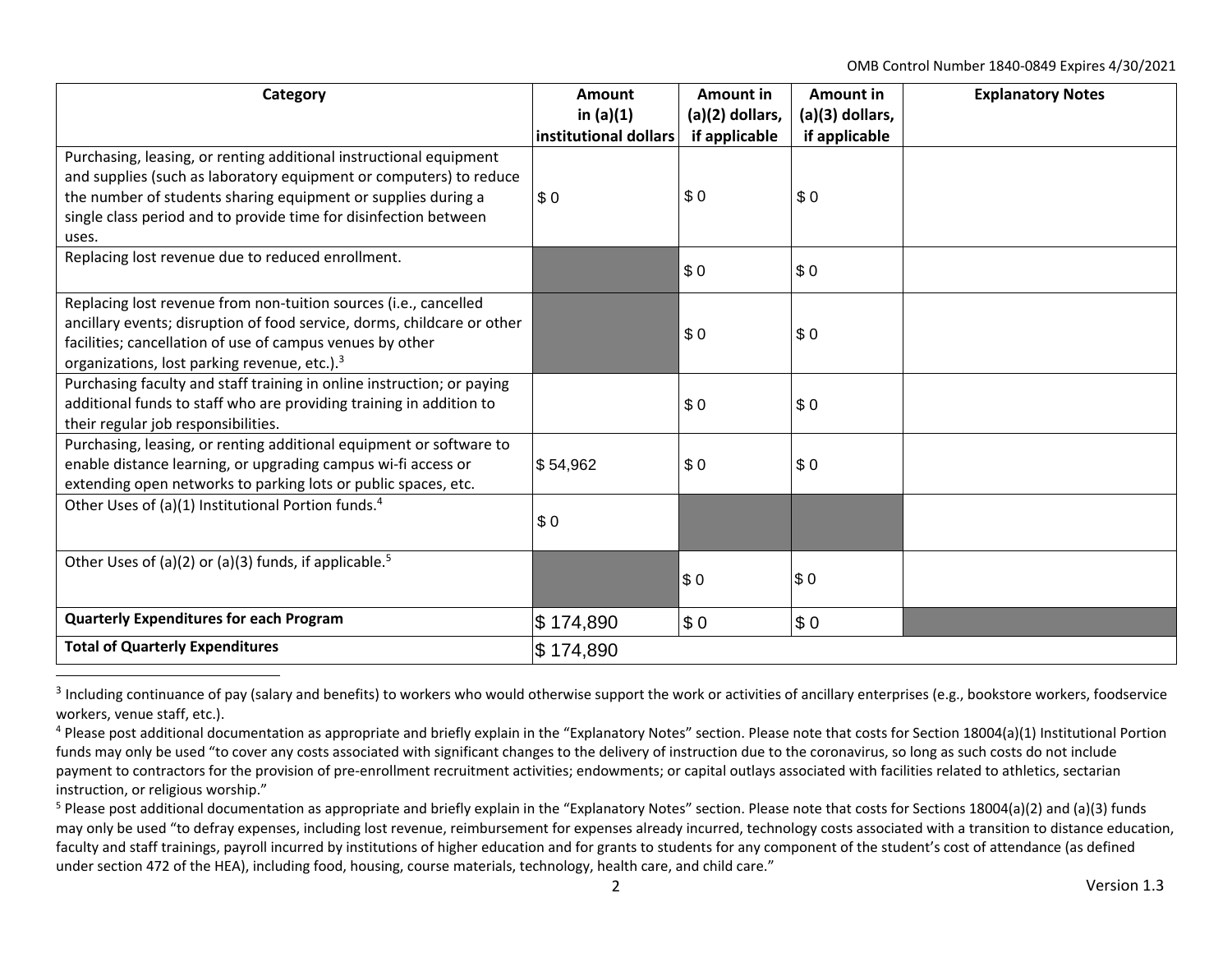| Category | Amount in (a)(1) institutional dollars | Amount in (a)(2) dollars, if applicable | Amount in (a)(3) dollars, if applicable | Explanatory Notes |
|---|---|---|---|---|
| Purchasing, leasing, or renting additional instructional equipment and supplies (such as laboratory equipment or computers) to reduce the number of students sharing equipment or supplies during a single class period and to provide time for disinfection between uses. | $ 0 | $ 0 | $ 0 | |
| Replacing lost revenue due to reduced enrollment. | | $ 0 | $ 0 | |
| Replacing lost revenue from non-tuition sources (i.e., cancelled ancillary events; disruption of food service, dorms, childcare or other facilities; cancellation of use of campus venues by other organizations, lost parking revenue, etc.).[3] | | $ 0 | $ 0 | |
| Purchasing faculty and staff training in online instruction; or paying additional funds to staff who are providing training in addition to their regular job responsibilities. | | $ 0 | $ 0 | |
| Purchasing, leasing, or renting additional equipment or software to enable distance learning, or upgrading campus wi-fi access or extending open networks to parking lots or public spaces, etc. | $ 54,962 | $ 0 | $ 0 | |
| Other Uses of (a)(1) Institutional Portion funds.[4] | $ 0 | | | |
| Other Uses of (a)(2) or (a)(3) funds, if applicable.[5] | | $ 0 | $ 0 | |
| **Quarterly Expenditures for each Program** | $ 174,890 | $ 0 | $ 0 | |
| **Total of Quarterly Expenditures** | $ 174,890 | | | |

[3] Including continuance of pay (salary and benefits) to workers who would otherwise support the work or activities of ancillary enterprises (e.g., bookstore workers, foodservice workers, venue staff, etc.).

[4] Please post additional documentation as appropriate and briefly explain in the "Explanatory Notes" section. Please note that costs for Section 18004(a)(1) Institutional Portion funds may only be used "to cover any costs associated with significant changes to the delivery of instruction due to the coronavirus, so long as such costs do not include payment to contractors for the provision of pre-enrollment recruitment activities; endowments; or capital outlays associated with facilities related to athletics, sectarian instruction, or religious worship."

[5] Please post additional documentation as appropriate and briefly explain in the "Explanatory Notes" section. Please note that costs for Sections 18004(a)(2) and (a)(3) funds may only be used "to defray expenses, including lost revenue, reimbursement for expenses already incurred, technology costs associated with a transition to distance education, faculty and staff trainings, payroll incurred by institutions of higher education and for grants to students for any component of the student's cost of attendance (as defined under section 472 of the HEA), including food, housing, course materials, technology, health care, and child care."